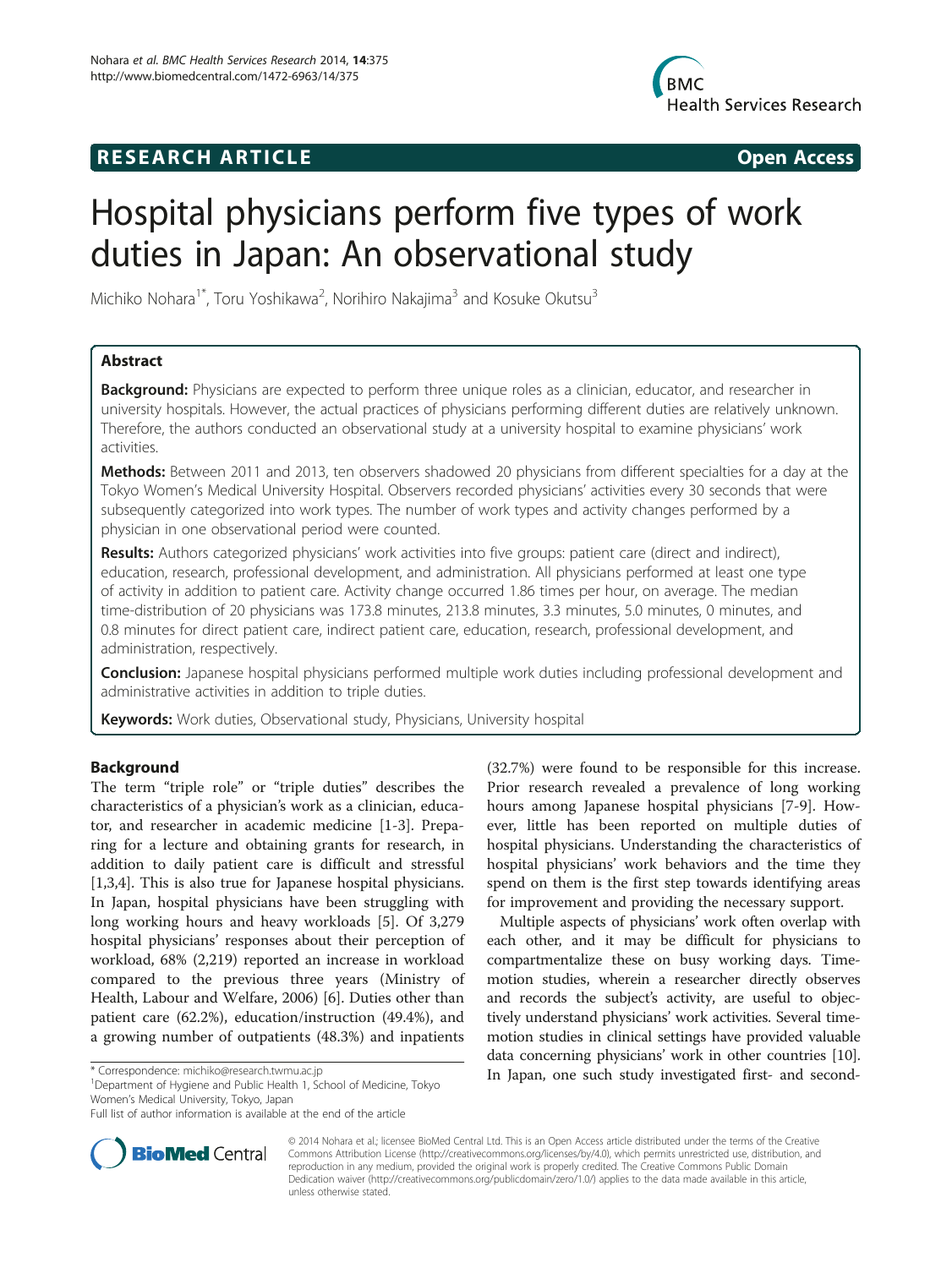**RESEARCH ARTICLE** **Open Access**

# Hospital physicians perform five types of work duties in Japan: An observational study

Michiko Nohara[1*], Toru Yoshikawa[2], Norihiro Nakajima[3] and Kosuke Okutsu[3]

## Abstract

**Background:** Physicians are expected to perform three unique roles as a clinician, educator, and researcher in university hospitals. However, the actual practices of physicians performing different duties are relatively unknown. Therefore, the authors conducted an observational study at a university hospital to examine physicians' work activities.

**Methods:** Between 2011 and 2013, ten observers shadowed 20 physicians from different specialties for a day at the Tokyo Women's Medical University Hospital. Observers recorded physicians' activities every 30 seconds that were subsequently categorized into work types. The number of work types and activity changes performed by a physician in one observational period were counted.

**Results:** Authors categorized physicians' work activities into five groups: patient care (direct and indirect), education, research, professional development, and administration. All physicians performed at least one type of activity in addition to patient care. Activity change occurred 1.86 times per hour, on average. The median time-distribution of 20 physicians was 173.8 minutes, 213.8 minutes, 3.3 minutes, 5.0 minutes, 0 minutes, and 0.8 minutes for direct patient care, indirect patient care, education, research, professional development, and administration, respectively.

**Conclusion:** Japanese hospital physicians performed multiple work duties including professional development and administrative activities in addition to triple duties.

**Keywords:** Work duties, Observational study, Physicians, University hospital

## Background

The term "triple role" or "triple duties" describes the characteristics of a physician's work as a clinician, educator, and researcher in academic medicine [1-3]. Preparing for a lecture and obtaining grants for research, in addition to daily patient care is difficult and stressful [1,3,4]. This is also true for Japanese hospital physicians. In Japan, hospital physicians have been struggling with long working hours and heavy workloads [5]. Of 3,279 hospital physicians' responses about their perception of workload, 68% (2,219) reported an increase in workload compared to the previous three years (Ministry of Health, Labour and Welfare, 2006) [6]. Duties other than patient care (62.2%), education/instruction (49.4%), and a growing number of outpatients (48.3%) and inpatients (32.7%) were found to be responsible for this increase. Prior research revealed a prevalence of long working hours among Japanese hospital physicians [7-9]. However, little has been reported on multiple duties of hospital physicians. Understanding the characteristics of hospital physicians' work behaviors and the time they spend on them is the first step towards identifying areas for improvement and providing the necessary support.

Multiple aspects of physicians' work often overlap with each other, and it may be difficult for physicians to compartmentalize these on busy working days. Time-motion studies, wherein a researcher directly observes and records the subject's activity, are useful to objectively understand physicians' work activities. Several time-motion studies in clinical settings have provided valuable data concerning physicians' work in other countries [10]. In Japan, one such study investigated first- and second-

\* Correspondence: michiko@research.twmu.ac.jp

[1]Department of Hygiene and Public Health 1, School of Medicine, Tokyo Women's Medical University, Tokyo, Japan

Full list of author information is available at the end of the article

© 2014 Nohara et al.; licensee BioMed Central Ltd. This is an Open Access article distributed under the terms of the Creative Commons Attribution License (http://creativecommons.org/licenses/by/4.0), which permits unrestricted use, distribution, and reproduction in any medium, provided the original work is properly credited. The Creative Commons Public Domain Dedication waiver (http://creativecommons.org/publicdomain/zero/1.0/) applies to the data made available in this article, unless otherwise stated.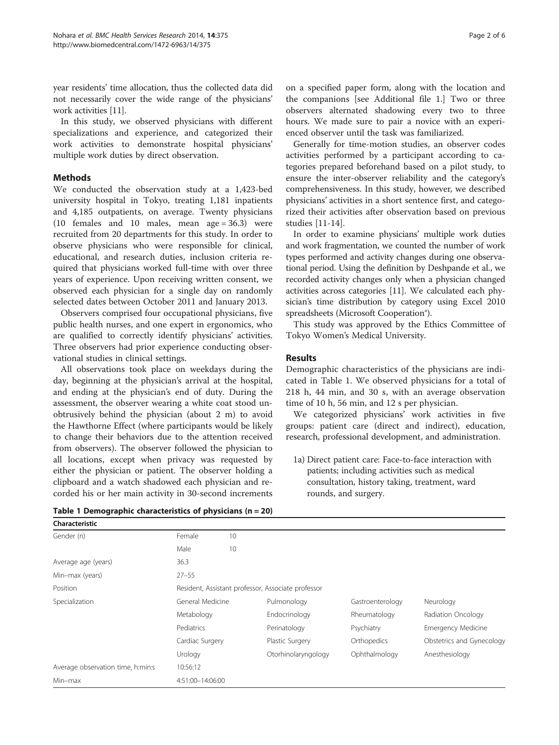year residents' time allocation, thus the collected data did not necessarily cover the wide range of the physicians' work activities [11].

In this study, we observed physicians with different specializations and experience, and categorized their work activities to demonstrate hospital physicians' multiple work duties by direct observation.

## Methods

We conducted the observation study at a 1,423-bed university hospital in Tokyo, treating 1,181 inpatients and 4,185 outpatients, on average. Twenty physicians (10 females and 10 males, mean age = 36.3) were recruited from 20 departments for this study. In order to observe physicians who were responsible for clinical, educational, and research duties, inclusion criteria required that physicians worked full-time with over three years of experience. Upon receiving written consent, we observed each physician for a single day on randomly selected dates between October 2011 and January 2013.

Observers comprised four occupational physicians, five public health nurses, and one expert in ergonomics, who are qualified to correctly identify physicians' activities. Three observers had prior experience conducting observational studies in clinical settings.

All observations took place on weekdays during the day, beginning at the physician's arrival at the hospital, and ending at the physician's end of duty. During the assessment, the observer wearing a white coat stood unobtrusively behind the physician (about 2 m) to avoid the Hawthorne Effect (where participants would be likely to change their behaviors due to the attention received from observers). The observer followed the physician to all locations, except when privacy was requested by either the physician or patient. The observer holding a clipboard and a watch shadowed each physician and recorded his or her main activity in 30-second increments on a specified paper form, along with the location and the companions [see Additional file 1.] Two or three observers alternated shadowing every two to three hours. We made sure to pair a novice with an experienced observer until the task was familiarized.

Generally for time-motion studies, an observer codes activities performed by a participant according to categories prepared beforehand based on a pilot study, to ensure the inter-observer reliability and the category's comprehensiveness. In this study, however, we described physicians' activities in a short sentence first, and categorized their activities after observation based on previous studies [11-14].

In order to examine physicians' multiple work duties and work fragmentation, we counted the number of work types performed and activity changes during one observational period. Using the definition by Deshpande et al., we recorded activity changes only when a physician changed activities across categories [11]. We calculated each physician's time distribution by category using Excel 2010 spreadsheets (Microsoft Cooperation®).

This study was approved by the Ethics Committee of Tokyo Women's Medical University.

## Results

Demographic characteristics of the physicians are indicated in Table 1. We observed physicians for a total of 218 h, 44 min, and 30 s, with an average observation time of 10 h, 56 min, and 12 s per physician.

We categorized physicians' work activities in five groups: patient care (direct and indirect), education, research, professional development, and administration.

1a) Direct patient care: Face-to-face interaction with patients; including activities such as medical consultation, history taking, treatment, ward rounds, and surgery.

**Table 1 Demographic characteristics of physicians (n = 20)**

| Characteristic | | | | | |
|---|---|---|---|---|---|
| Gender (n) | Female | 10 | | | |
| | Male | 10 | | | |
| Average age (years) | 36.3 | | | | |
| Min–max (years) | 27–55 | | | | |
| Position | Resident, Assistant professor, Associate professor | | | | |
| Specialization | General Medicine | | Pulmonology | Gastroenterology | Neurology |
| | Metabology | | Endocrinology | Rheumatology | Radiation Oncology |
| | Pediatrics | | Perinatology | Psychiatry | Emergency Medicine |
| | Cardiac Surgery | | Plastic Surgery | Orthopedics | Obstetrics and Gynecology |
| | Urology | | Otorhinolaryngology | Ophthalmology | Anesthesiology |
| Average observation time, h:min:s | 10:56:12 | | | | |
| Min–max | 4:51:00–14:06:00 | | | | |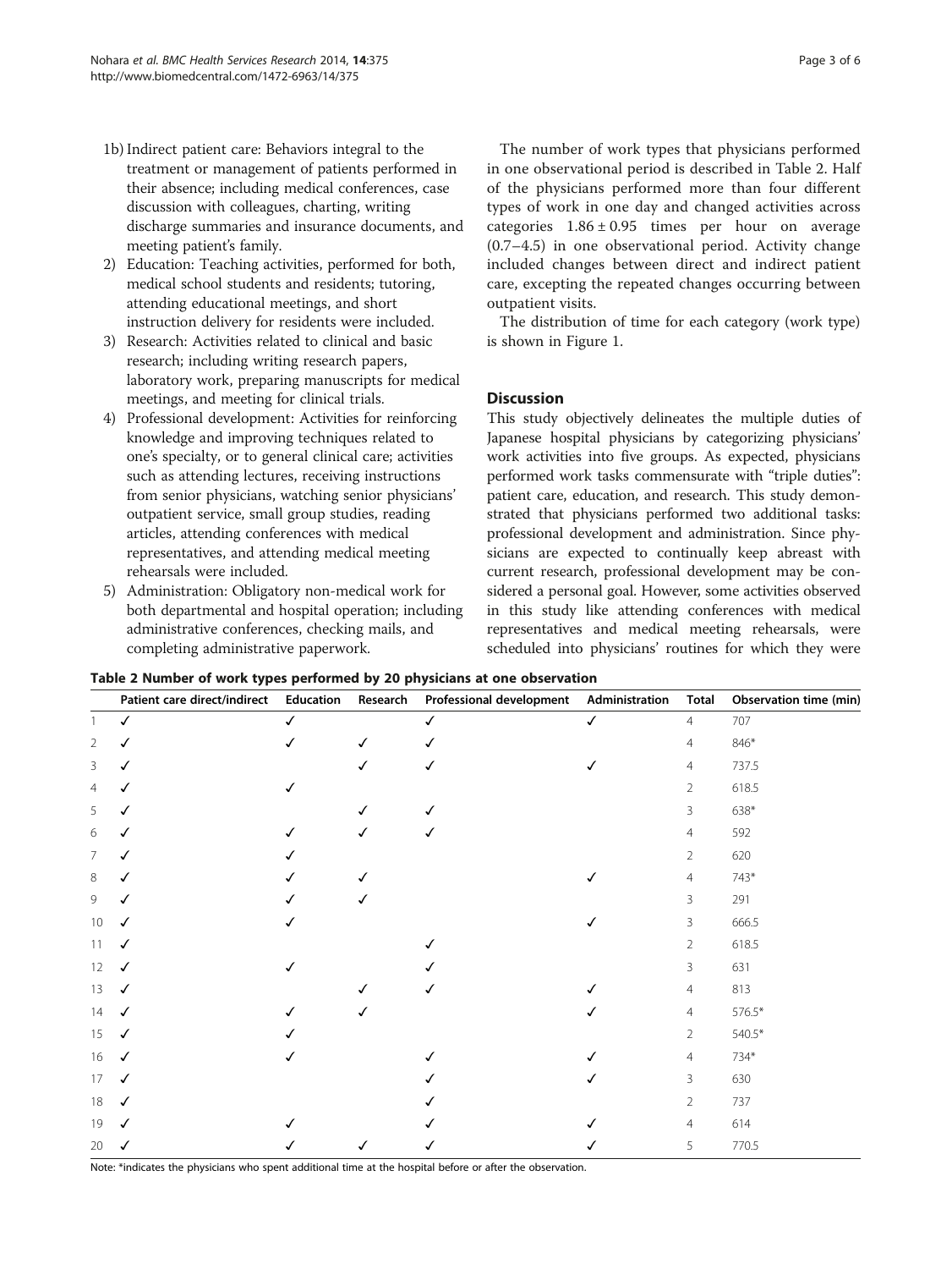1b) Indirect patient care: Behaviors integral to the treatment or management of patients performed in their absence; including medical conferences, case discussion with colleagues, charting, writing discharge summaries and insurance documents, and meeting patient's family.

2) Education: Teaching activities, performed for both, medical school students and residents; tutoring, attending educational meetings, and short instruction delivery for residents were included.

3) Research: Activities related to clinical and basic research; including writing research papers, laboratory work, preparing manuscripts for medical meetings, and meeting for clinical trials.

4) Professional development: Activities for reinforcing knowledge and improving techniques related to one's specialty, or to general clinical care; activities such as attending lectures, receiving instructions from senior physicians, watching senior physicians' outpatient service, small group studies, reading articles, attending conferences with medical representatives, and attending medical meeting rehearsals were included.

5) Administration: Obligatory non-medical work for both departmental and hospital operation; including administrative conferences, checking mails, and completing administrative paperwork.

The number of work types that physicians performed in one observational period is described in Table 2. Half of the physicians performed more than four different types of work in one day and changed activities across categories $1.86 \pm 0.95$ times per hour on average (0.7–4.5) in one observational period. Activity change included changes between direct and indirect patient care, excepting the repeated changes occurring between outpatient visits.

The distribution of time for each category (work type) is shown in Figure 1.

## Discussion

This study objectively delineates the multiple duties of Japanese hospital physicians by categorizing physicians' work activities into five groups. As expected, physicians performed work tasks commensurate with "triple duties": patient care, education, and research. This study demonstrated that physicians performed two additional tasks: professional development and administration. Since physicians are expected to continually keep abreast with current research, professional development may be considered a personal goal. However, some activities observed in this study like attending conferences with medical representatives and medical meeting rehearsals, were scheduled into physicians' routines for which they were

**Table 2 Number of work types performed by 20 physicians at one observation**

| | Patient care direct/indirect | Education | Research | Professional development | Administration | Total | Observation time (min) |
|---|---|---|---|---|---|---|---|
| 1 | ✓ | ✓ | | ✓ | ✓ | 4 | 707 |
| 2 | ✓ | ✓ | ✓ | ✓ | | 4 | 846* |
| 3 | ✓ | | ✓ | ✓ | ✓ | 4 | 737.5 |
| 4 | ✓ | ✓ | | | | 2 | 618.5 |
| 5 | ✓ | | ✓ | ✓ | | 3 | 638* |
| 6 | ✓ | ✓ | ✓ | ✓ | | 4 | 592 |
| 7 | ✓ | ✓ | | | | 2 | 620 |
| 8 | ✓ | ✓ | ✓ | | ✓ | 4 | 743* |
| 9 | ✓ | ✓ | ✓ | | | 3 | 291 |
| 10 | ✓ | ✓ | | | ✓ | 3 | 666.5 |
| 11 | ✓ | | | ✓ | | 2 | 618.5 |
| 12 | ✓ | ✓ | | ✓ | | 3 | 631 |
| 13 | ✓ | | ✓ | ✓ | ✓ | 4 | 813 |
| 14 | ✓ | ✓ | ✓ | | ✓ | 4 | 576.5* |
| 15 | ✓ | ✓ | | | | 2 | 540.5* |
| 16 | ✓ | ✓ | | ✓ | ✓ | 4 | 734* |
| 17 | ✓ | | | ✓ | ✓ | 3 | 630 |
| 18 | ✓ | | | ✓ | | 2 | 737 |
| 19 | ✓ | ✓ | | ✓ | ✓ | 4 | 614 |
| 20 | ✓ | ✓ | ✓ | ✓ | ✓ | 5 | 770.5 |

Note: *indicates the physicians who spent additional time at the hospital before or after the observation.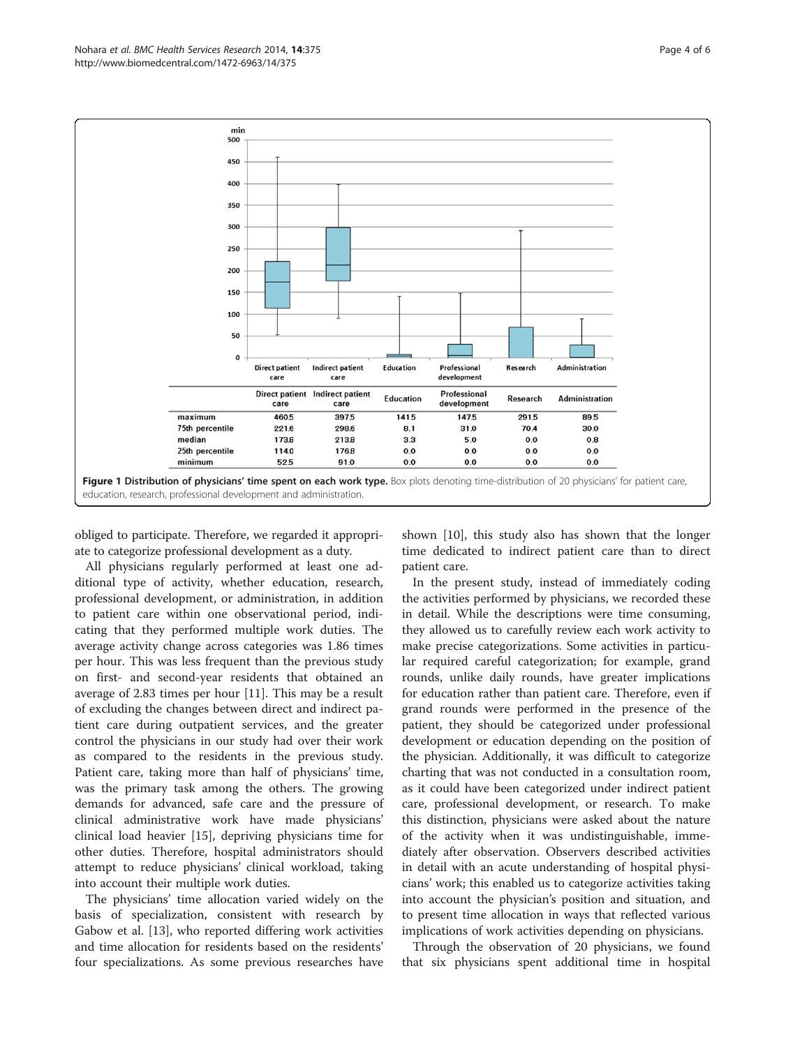min
500
450
400
350
300
250
200
150
100
50
0

Direct patient care
Indirect patient care
Education
Professional development
Research
Administration

| | Direct patient care | Indirect patient care | Education | Professional development | Research | Administration |
|---|---|---|---|---|---|---|
| maximum | 460.5 | 397.5 | 141.5 | 147.5 | 291.5 | 89.5 |
| 75th percentile | 221.6 | 298.6 | 8.1 | 31.0 | 70.4 | 30.0 |
| median | 173.8 | 213.8 | 3.3 | 5.0 | 0.0 | 0.8 |
| 25th percentile | 114.0 | 176.8 | 0.0 | 0.0 | 0.0 | 0.0 |
| minimum | 52.5 | 91.0 | 0.0 | 0.0 | 0.0 | 0.0 |

**Figure 1 Distribution of physicians' time spent on each work type.** Box plots denoting time-distribution of 20 physicians' for patient care, education, research, professional development and administration.

obliged to participate. Therefore, we regarded it appropriate to categorize professional development as a duty.

All physicians regularly performed at least one additional type of activity, whether education, research, professional development, or administration, in addition to patient care within one observational period, indicating that they performed multiple work duties. The average activity change across categories was 1.86 times per hour. This was less frequent than the previous study on first- and second-year residents that obtained an average of 2.83 times per hour [11]. This may be a result of excluding the changes between direct and indirect patient care during outpatient services, and the greater control the physicians in our study had over their work as compared to the residents in the previous study. Patient care, taking more than half of physicians' time, was the primary task among the others. The growing demands for advanced, safe care and the pressure of clinical administrative work have made physicians' clinical load heavier [15], depriving physicians time for other duties. Therefore, hospital administrators should attempt to reduce physicians' clinical workload, taking into account their multiple work duties.

The physicians' time allocation varied widely on the basis of specialization, consistent with research by Gabow et al. [13], who reported differing work activities and time allocation for residents based on the residents' four specializations. As some previous researches have shown [10], this study also has shown that the longer time dedicated to indirect patient care than to direct patient care.

In the present study, instead of immediately coding the activities performed by physicians, we recorded these in detail. While the descriptions were time consuming, they allowed us to carefully review each work activity to make precise categorizations. Some activities in particular required careful categorization; for example, grand rounds, unlike daily rounds, have greater implications for education rather than patient care. Therefore, even if grand rounds were performed in the presence of the patient, they should be categorized under professional development or education depending on the position of the physician. Additionally, it was difficult to categorize charting that was not conducted in a consultation room, as it could have been categorized under indirect patient care, professional development, or research. To make this distinction, physicians were asked about the nature of the activity when it was undistinguishable, immediately after observation. Observers described activities in detail with an acute understanding of hospital physicians' work; this enabled us to categorize activities taking into account the physician's position and situation, and to present time allocation in ways that reflected various implications of work activities depending on physicians.

Through the observation of 20 physicians, we found that six physicians spent additional time in hospital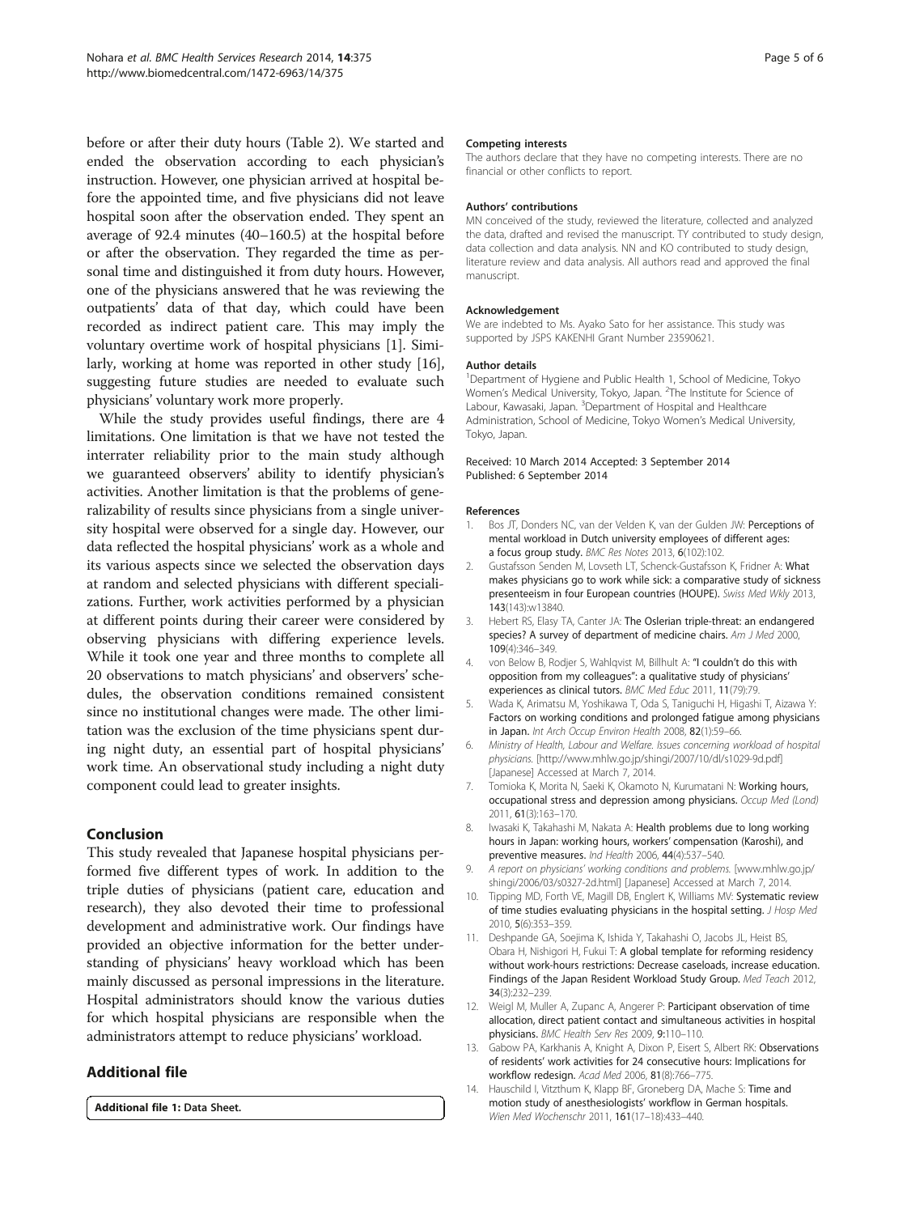before or after their duty hours (Table 2). We started and ended the observation according to each physician's instruction. However, one physician arrived at hospital before the appointed time, and five physicians did not leave hospital soon after the observation ended. They spent an average of 92.4 minutes (40–160.5) at the hospital before or after the observation. They regarded the time as personal time and distinguished it from duty hours. However, one of the physicians answered that he was reviewing the outpatients' data of that day, which could have been recorded as indirect patient care. This may imply the voluntary overtime work of hospital physicians [1]. Similarly, working at home was reported in other study [16], suggesting future studies are needed to evaluate such physicians' voluntary work more properly.

While the study provides useful findings, there are 4 limitations. One limitation is that we have not tested the interrater reliability prior to the main study although we guaranteed observers' ability to identify physician's activities. Another limitation is that the problems of generalizability of results since physicians from a single university hospital were observed for a single day. However, our data reflected the hospital physicians' work as a whole and its various aspects since we selected the observation days at random and selected physicians with different specializations. Further, work activities performed by a physician at different points during their career were considered by observing physicians with differing experience levels. While it took one year and three months to complete all 20 observations to match physicians' and observers' schedules, the observation conditions remained consistent since no institutional changes were made. The other limitation was the exclusion of the time physicians spent during night duty, an essential part of hospital physicians' work time. An observational study including a night duty component could lead to greater insights.

## Conclusion

This study revealed that Japanese hospital physicians performed five different types of work. In addition to the triple duties of physicians (patient care, education and research), they also devoted their time to professional development and administrative work. Our findings have provided an objective information for the better understanding of physicians' heavy workload which has been mainly discussed as personal impressions in the literature. Hospital administrators should know the various duties for which hospital physicians are responsible when the administrators attempt to reduce physicians' workload.

## Additional file

**Additional file 1: Data Sheet.**

#### Competing interests

The authors declare that they have no competing interests. There are no financial or other conflicts to report.

#### Authors' contributions

MN conceived of the study, reviewed the literature, collected and analyzed the data, drafted and revised the manuscript. TY contributed to study design, data collection and data analysis. NN and KO contributed to study design, literature review and data analysis. All authors read and approved the final manuscript.

#### Acknowledgement

We are indebted to Ms. Ayako Sato for her assistance. This study was supported by JSPS KAKENHI Grant Number 23590621.

#### Author details

[1]Department of Hygiene and Public Health 1, School of Medicine, Tokyo Women's Medical University, Tokyo, Japan. [2]The Institute for Science of Labour, Kawasaki, Japan. [3]Department of Hospital and Healthcare Administration, School of Medicine, Tokyo Women's Medical University, Tokyo, Japan.

Received: 10 March 2014 Accepted: 3 September 2014
Published: 6 September 2014

#### References

1. Bos JT, Donders NC, van der Velden K, van der Gulden JW: **Perceptions of mental workload in Dutch university employees of different ages: a focus group study.** *BMC Res Notes* 2013, **6**(102):102.
2. Gustafsson Senden M, Lovseth LT, Schenck-Gustafsson K, Fridner A: **What makes physicians go to work while sick: a comparative study of sickness presenteeism in four European countries (HOUPE).** *Swiss Med Wkly* 2013, **143**(143):w13840.
3. Hebert RS, Elasy TA, Canter JA: **The Oslerian triple-threat: an endangered species? A survey of department of medicine chairs.** *Am J Med* 2000, **109**(4):346–349.
4. von Below B, Rodjer S, Wahlqvist M, Billhult A: **"I couldn't do this with opposition from my colleagues": a qualitative study of physicians' experiences as clinical tutors.** *BMC Med Educ* 2011, **11**(79):79.
5. Wada K, Arimatsu M, Yoshikawa T, Oda S, Taniguchi H, Higashi T, Aizawa Y: **Factors on working conditions and prolonged fatigue among physicians in Japan.** *Int Arch Occup Environ Health* 2008, **82**(1):59–66.
6. *Ministry of Health, Labour and Welfare. Issues concerning workload of hospital physicians.* [http://www.mhlw.go.jp/shingi/2007/10/dl/s1029-9d.pdf] [Japanese] Accessed at March 7, 2014.
7. Tomioka K, Morita N, Saeki K, Okamoto N, Kurumatani N: **Working hours, occupational stress and depression among physicians.** *Occup Med (Lond)* 2011, **61**(3):163–170.
8. Iwasaki K, Takahashi M, Nakata A: **Health problems due to long working hours in Japan: working hours, workers' compensation (Karoshi), and preventive measures.** *Ind Health* 2006, **44**(4):537–540.
9. *A report on physicians' working conditions and problems.* [www.mhlw.go.jp/shingi/2006/03/s0327-2d.html] [Japanese] Accessed at March 7, 2014.
10. Tipping MD, Forth VE, Magill DB, Englert K, Williams MV: **Systematic review of time studies evaluating physicians in the hospital setting.** *J Hosp Med* 2010, **5**(6):353–359.
11. Deshpande GA, Soejima K, Ishida Y, Takahashi O, Jacobs JL, Heist BS, Obara H, Nishigori H, Fukui T: **A global template for reforming residency without work-hours restrictions: Decrease caseloads, increase education. Findings of the Japan Resident Workload Study Group.** *Med Teach* 2012, **34**(3):232–239.
12. Weigl M, Muller A, Zupanc A, Angerer P: **Participant observation of time allocation, direct patient contact and simultaneous activities in hospital physicians.** *BMC Health Serv Res* 2009, **9**:110–110.
13. Gabow PA, Karkhanis A, Knight A, Dixon P, Eisert S, Albert RK: **Observations of residents' work activities for 24 consecutive hours: Implications for workflow redesign.** *Acad Med* 2006, **81**(8):766–775.
14. Hauschild I, Vitzthum K, Klapp BF, Groneberg DA, Mache S: **Time and motion study of anesthesiologists' workflow in German hospitals.** *Wien Med Wochenschr* 2011, **161**(17–18):433–440.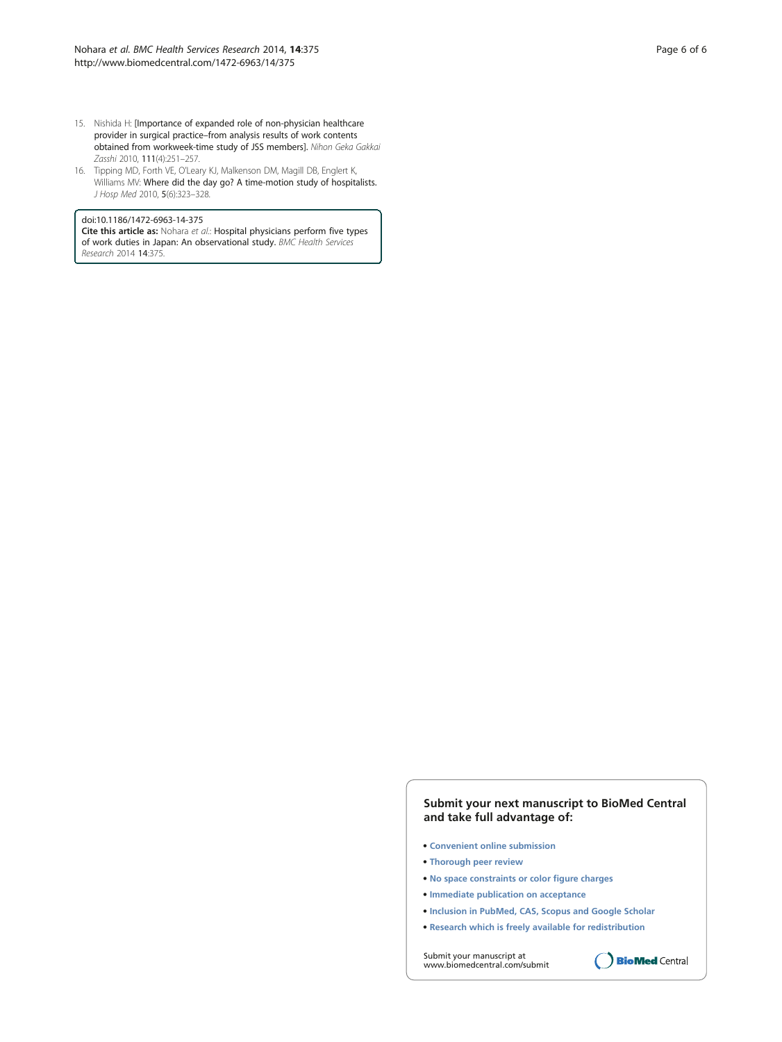15. Nishida H: [Importance of expanded role of non-physician healthcare provider in surgical practice–from analysis results of work contents obtained from workweek-time study of JSS members]. *Nihon Geka Gakkai Zasshi* 2010, **111**(4):251–257.
16. Tipping MD, Forth VE, O'Leary KJ, Malkenson DM, Magill DB, Englert K, Williams MV: Where did the day go? A time-motion study of hospitalists. *J Hosp Med* 2010, **5**(6):323–328.

doi:10.1186/1472-6963-14-375
**Cite this article as:** Nohara *et al.*: Hospital physicians perform five types of work duties in Japan: An observational study. *BMC Health Services Research* 2014 **14**:375.

**Submit your next manuscript to BioMed Central and take full advantage of:**

- **Convenient online submission**
- **Thorough peer review**
- **No space constraints or color figure charges**
- **Immediate publication on acceptance**
- **Inclusion in PubMed, CAS, Scopus and Google Scholar**
- **Research which is freely available for redistribution**

Submit your manuscript at
www.biomedcentral.com/submit

BioMed Central